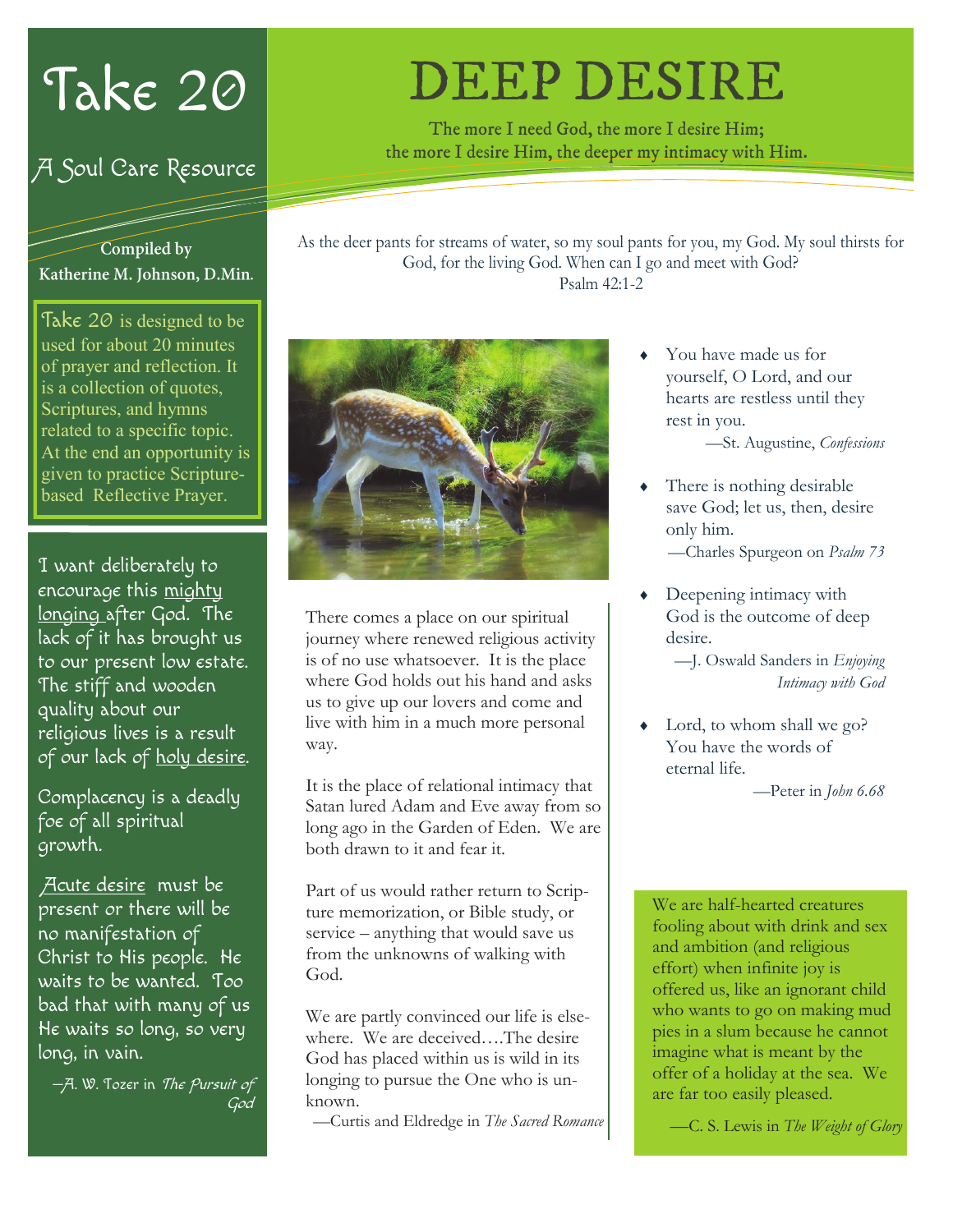# Take 20

## A Soul Care Resource

**Compiled by**
**Katherine M. Johnson, D.Min.**

Take 20 is designed to be used for about 20 minutes of prayer and reflection. It is a collection of quotes, Scriptures, and hymns related to a specific topic. At the end an opportunity is given to practice Scripture-based Reflective Prayer.

I want deliberately to encourage this mighty longing after God. The lack of it has brought us to our present low estate. The stiff and wooden quality about our religious lives is a result of our lack of holy desire.

Complacency is a deadly foe of all spiritual growth.

Acute desire must be present or there will be no manifestation of Christ to His people. He waits to be wanted. Too bad that with many of us He waits so long, so very long, in vain.

—A. W. Tozer in *The Pursuit of God*

# DEEP DESIRE

The more I need God, the more I desire Him;
the more I desire Him, the deeper my intimacy with Him.

As the deer pants for streams of water, so my soul pants for you, my God. My soul thirsts for God, for the living God. When can I go and meet with God?
Psalm 42:1-2

There comes a place on our spiritual journey where renewed religious activity is of no use whatsoever. It is the place where God holds out his hand and asks us to give up our lovers and come and live with him in a much more personal way.

It is the place of relational intimacy that Satan lured Adam and Eve away from so long ago in the Garden of Eden. We are both drawn to it and fear it.

Part of us would rather return to Scripture memorization, or Bible study, or service – anything that would save us from the unknowns of walking with God.

We are partly convinced our life is elsewhere. We are deceived….The desire God has placed within us is wild in its longing to pursue the One who is unknown.

—Curtis and Eldredge in *The Sacred Romance*

- You have made us for yourself, O Lord, and our hearts are restless until they rest in you.
  —St. Augustine, *Confessions*

- There is nothing desirable save God; let us, then, desire only him.
  —Charles Spurgeon on *Psalm 73*

- Deepening intimacy with God is the outcome of deep desire.
  —J. Oswald Sanders in *Enjoying Intimacy with God*

- Lord, to whom shall we go? You have the words of eternal life.
  —Peter in *John 6.68*

We are half-hearted creatures fooling about with drink and sex and ambition (and religious effort) when infinite joy is offered us, like an ignorant child who wants to go on making mud pies in a slum because he cannot imagine what is meant by the offer of a holiday at the sea. We are far too easily pleased.

—C. S. Lewis in *The Weight of Glory*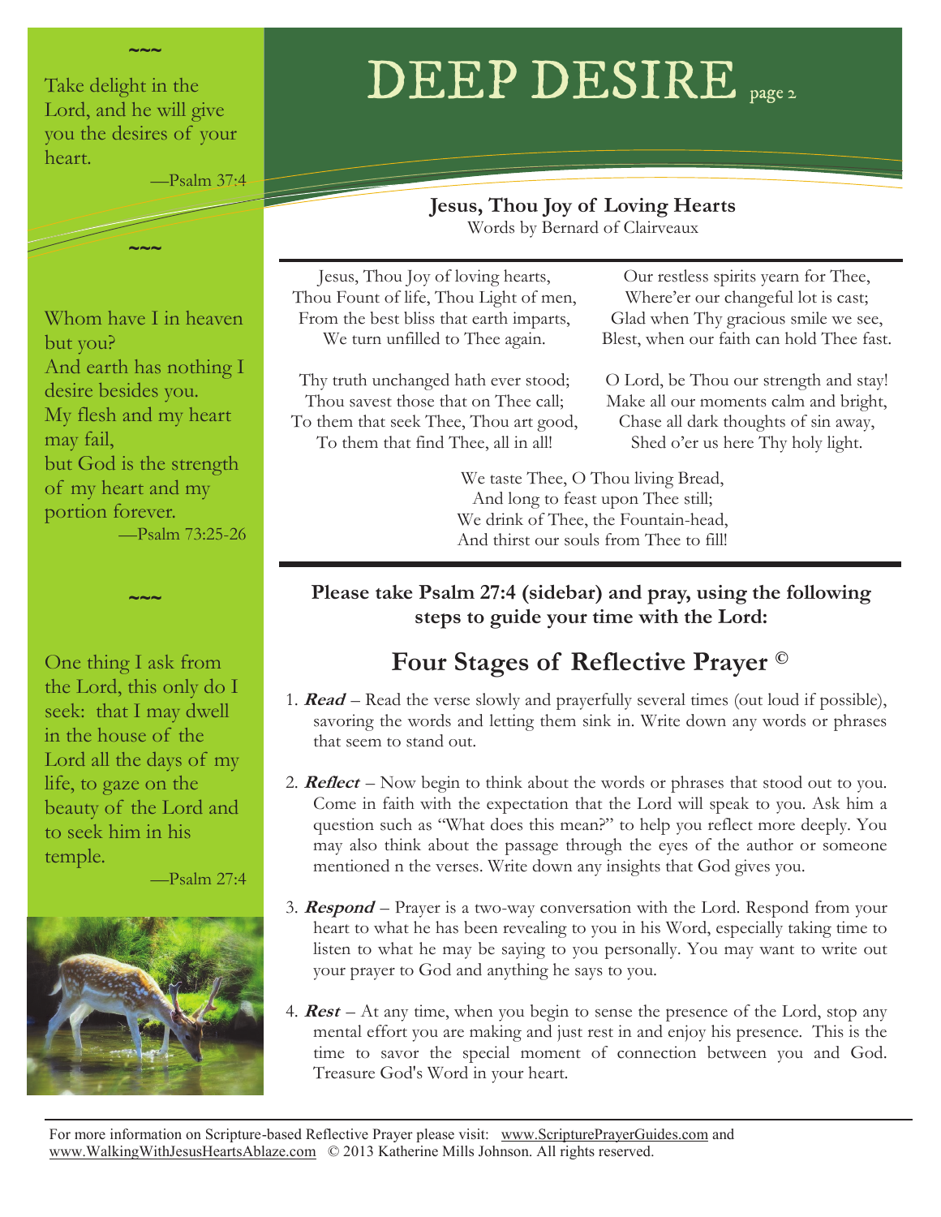# DEEP DESIRE page 2

~~~

Take delight in the Lord, and he will give you the desires of your heart.

—Psalm 37:4

~~~

Whom have I in heaven but you?
And earth has nothing I desire besides you.
My flesh and my heart may fail,
but God is the strength of my heart and my portion forever.

—Psalm 73:25-26

~~~

One thing I ask from the Lord, this only do I seek: that I may dwell in the house of the Lord all the days of my life, to gaze on the beauty of the Lord and to seek him in his temple.

—Psalm 27:4

## Jesus, Thou Joy of Loving Hearts

Words by Bernard of Clairveaux

Jesus, Thou Joy of loving hearts,
Thou Fount of life, Thou Light of men,
From the best bliss that earth imparts,
We turn unfilled to Thee again.

Thy truth unchanged hath ever stood;
Thou savest those that on Thee call;
To them that seek Thee, Thou art good,
To them that find Thee, all in all!

Our restless spirits yearn for Thee,
Where'er our changeful lot is cast;
Glad when Thy gracious smile we see,
Blest, when our faith can hold Thee fast.

O Lord, be Thou our strength and stay!
Make all our moments calm and bright,
Chase all dark thoughts of sin away,
Shed o'er us here Thy holy light.

We taste Thee, O Thou living Bread,
And long to feast upon Thee still;
We drink of Thee, the Fountain-head,
And thirst our souls from Thee to fill!

**Please take Psalm 27:4 (sidebar) and pray, using the following steps to guide your time with the Lord:**

## Four Stages of Reflective Prayer ©

1. ***Read*** – Read the verse slowly and prayerfully several times (out loud if possible), savoring the words and letting them sink in. Write down any words or phrases that seem to stand out.

2. ***Reflect*** – Now begin to think about the words or phrases that stood out to you. Come in faith with the expectation that the Lord will speak to you. Ask him a question such as "What does this mean?" to help you reflect more deeply. You may also think about the passage through the eyes of the author or someone mentioned n the verses. Write down any insights that God gives you.

3. ***Respond*** – Prayer is a two-way conversation with the Lord. Respond from your heart to what he has been revealing to you in his Word, especially taking time to listen to what he may be saying to you personally. You may want to write out your prayer to God and anything he says to you.

4. ***Rest*** – At any time, when you begin to sense the presence of the Lord, stop any mental effort you are making and just rest in and enjoy his presence. This is the time to savor the special moment of connection between you and God. Treasure God's Word in your heart.

For more information on Scripture-based Reflective Prayer please visit: www.ScripturePrayerGuides.com and www.WalkingWithJesusHeartsAblaze.com © 2013 Katherine Mills Johnson. All rights reserved.